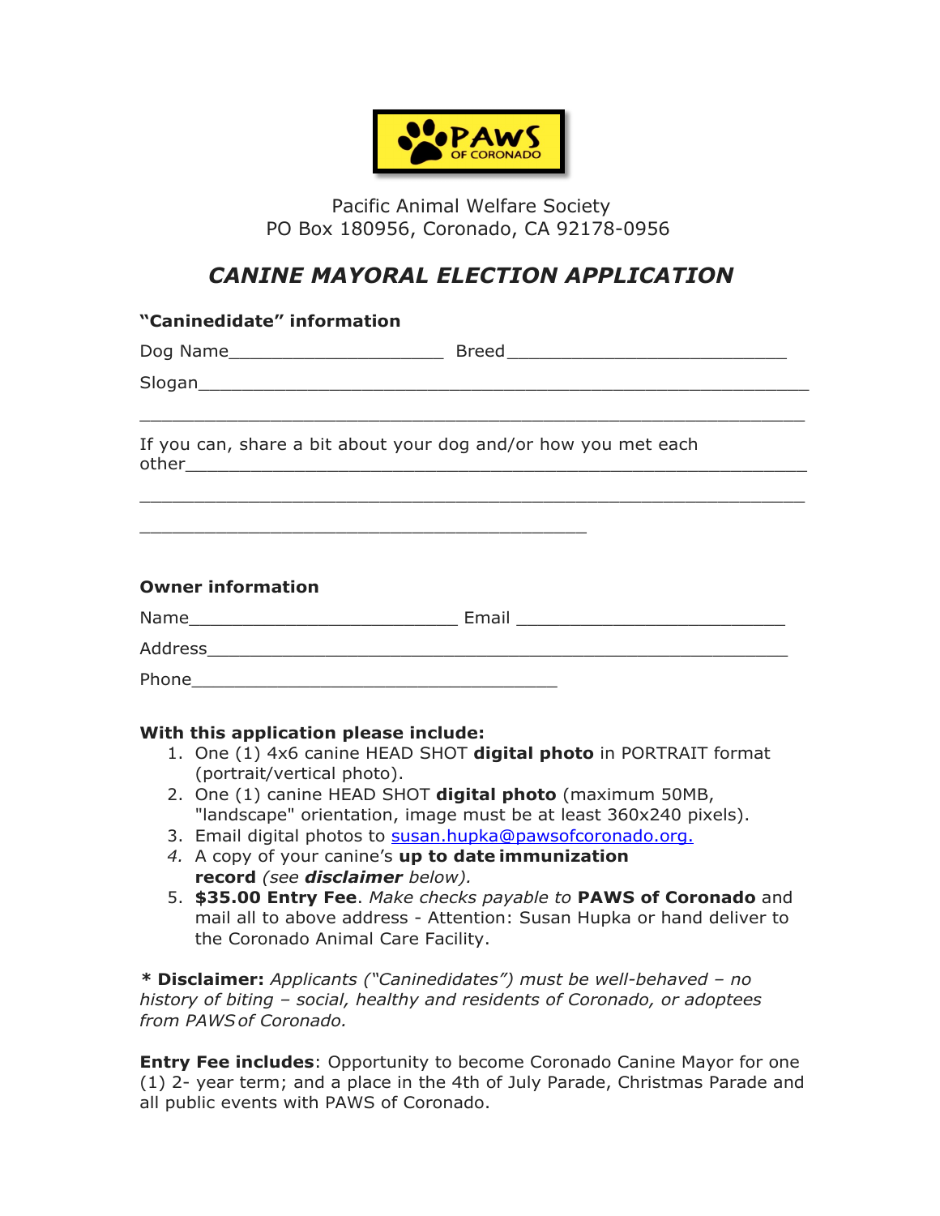PAWS OF CORONADO

Pacific Animal Welfare Society
PO Box 180956, Coronado, CA 92178-0956

# *CANINE MAYORAL ELECTION APPLICATION*

**"Caninedidate" information**

Dog Name_____________________ Breed____________________________

Slogan____________________________________________________________

__________________________________________________________________

If you can, share a bit about your dog and/or how you met each other_______________________________________________________

__________________________________________________________________

____________________________________________

**Owner information**

Name___________________________ Email ___________________________

Address__________________________________________________________

Phone____________________________________

**With this application please include:**

1. One (1) 4x6 canine HEAD SHOT **digital photo** in PORTRAIT format (portrait/vertical photo).
2. One (1) canine HEAD SHOT **digital photo** (maximum 50MB, "landscape" orientation, image must be at least 360x240 pixels).
3. Email digital photos to susan.hupka@pawsofcoronado.org.
4. A copy of your canine's **up to date immunization record** *(see **disclaimer** below).*
5. **$35.00 Entry Fee**. *Make checks payable to* **PAWS of Coronado** and mail all to above address - Attention: Susan Hupka or hand deliver to the Coronado Animal Care Facility.

**\* Disclaimer:** *Applicants ("Caninedidates") must be well-behaved – no history of biting – social, healthy and residents of Coronado, or adoptees from PAWS of Coronado.*

**Entry Fee includes**: Opportunity to become Coronado Canine Mayor for one (1) 2- year term; and a place in the 4th of July Parade, Christmas Parade and all public events with PAWS of Coronado.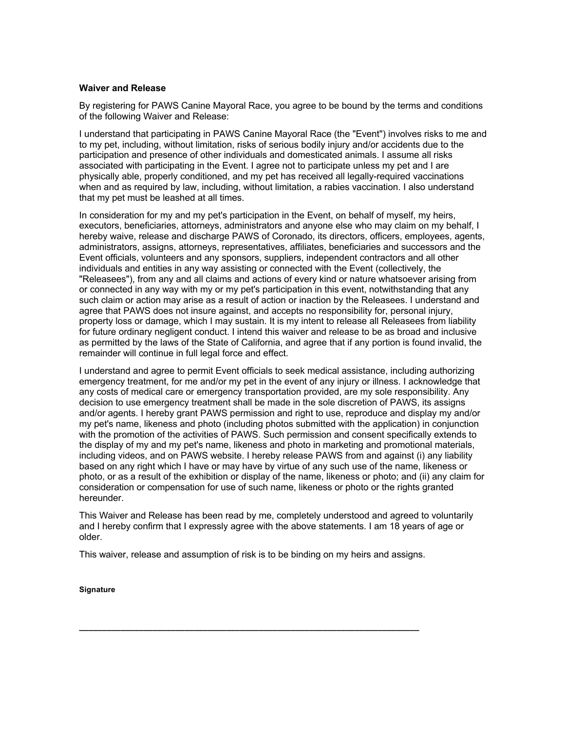**Waiver and Release**

By registering for PAWS Canine Mayoral Race, you agree to be bound by the terms and conditions of the following Waiver and Release:

I understand that participating in PAWS Canine Mayoral Race (the "Event") involves risks to me and to my pet, including, without limitation, risks of serious bodily injury and/or accidents due to the participation and presence of other individuals and domesticated animals. I assume all risks associated with participating in the Event. I agree not to participate unless my pet and I are physically able, properly conditioned, and my pet has received all legally-required vaccinations when and as required by law, including, without limitation, a rabies vaccination. I also understand that my pet must be leashed at all times.

In consideration for my and my pet's participation in the Event, on behalf of myself, my heirs, executors, beneficiaries, attorneys, administrators and anyone else who may claim on my behalf, I hereby waive, release and discharge PAWS of Coronado, its directors, officers, employees, agents, administrators, assigns, attorneys, representatives, affiliates, beneficiaries and successors and the Event officials, volunteers and any sponsors, suppliers, independent contractors and all other individuals and entities in any way assisting or connected with the Event (collectively, the "Releasees"), from any and all claims and actions of every kind or nature whatsoever arising from or connected in any way with my or my pet's participation in this event, notwithstanding that any such claim or action may arise as a result of action or inaction by the Releasees. I understand and agree that PAWS does not insure against, and accepts no responsibility for, personal injury, property loss or damage, which I may sustain. It is my intent to release all Releasees from liability for future ordinary negligent conduct. I intend this waiver and release to be as broad and inclusive as permitted by the laws of the State of California, and agree that if any portion is found invalid, the remainder will continue in full legal force and effect.

I understand and agree to permit Event officials to seek medical assistance, including authorizing emergency treatment, for me and/or my pet in the event of any injury or illness. I acknowledge that any costs of medical care or emergency transportation provided, are my sole responsibility. Any decision to use emergency treatment shall be made in the sole discretion of PAWS, its assigns and/or agents. I hereby grant PAWS permission and right to use, reproduce and display my and/or my pet's name, likeness and photo (including photos submitted with the application) in conjunction with the promotion of the activities of PAWS. Such permission and consent specifically extends to the display of my and my pet's name, likeness and photo in marketing and promotional materials, including videos, and on PAWS website. I hereby release PAWS from and against (i) any liability based on any right which I have or may have by virtue of any such use of the name, likeness or photo, or as a result of the exhibition or display of the name, likeness or photo; and (ii) any claim for consideration or compensation for use of such name, likeness or photo or the rights granted hereunder.

This Waiver and Release has been read by me, completely understood and agreed to voluntarily and I hereby confirm that I expressly agree with the above statements. I am 18 years of age or older.

This waiver, release and assumption of risk is to be binding on my heirs and assigns.

**Signature**

\_\_\_\_\_\_\_\_\_\_\_\_\_\_\_\_\_\_\_\_\_\_\_\_\_\_\_\_\_\_\_\_\_\_\_\_\_\_\_\_\_\_\_\_\_\_\_\_\_\_\_\_\_\_\_\_\_\_\_\_\_\_\_\_